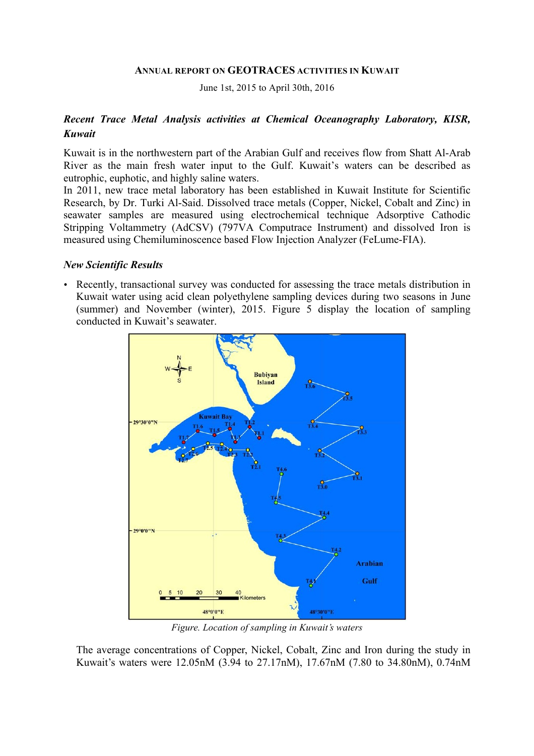**ANNUAL REPORT ON GEOTRACES ACTIVITIES IN KUWAIT**

June 1st, 2015 to April 30th, 2016

### *Recent Trace Metal Analysis activities at Chemical Oceanography Laboratory, KISR, Kuwait*

Kuwait is in the northwestern part of the Arabian Gulf and receives flow from Shatt Al-Arab River as the main fresh water input to the Gulf. Kuwait's waters can be described as eutrophic, euphotic, and highly saline waters.

In 2011, new trace metal laboratory has been established in Kuwait Institute for Scientific Research, by Dr. Turki Al-Said. Dissolved trace metals (Copper, Nickel, Cobalt and Zinc) in seawater samples are measured using electrochemical technique Adsorptive Cathodic Stripping Voltammetry (AdCSV) (797VA Computrace Instrument) and dissolved Iron is measured using Chemiluminoscence based Flow Injection Analyzer (FeLume-FIA).

### *New Scientific Results*

- Recently, transactional survey was conducted for assessing the trace metals distribution in Kuwait water using acid clean polyethylene sampling devices during two seasons in June (summer) and November (winter), 2015. Figure 5 display the location of sampling conducted in Kuwait's seawater.

*Figure. Location of sampling in Kuwait's waters*

The average concentrations of Copper, Nickel, Cobalt, Zinc and Iron during the study in Kuwait's waters were 12.05nM (3.94 to 27.17nM), 17.67nM (7.80 to 34.80nM), 0.74nM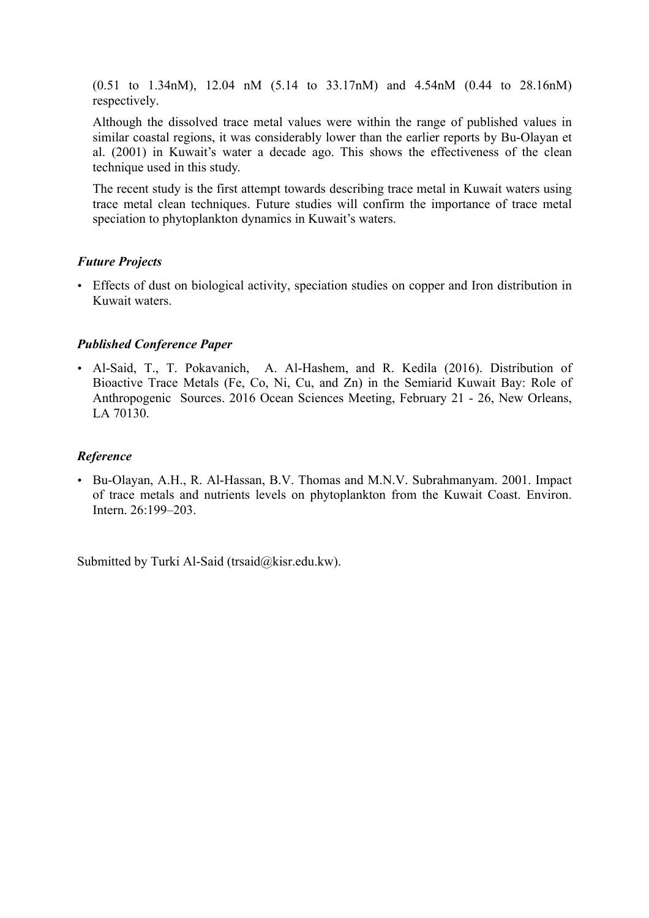(0.51 to 1.34nM), 12.04 nM (5.14 to 33.17nM) and 4.54nM (0.44 to 28.16nM) respectively.

Although the dissolved trace metal values were within the range of published values in similar coastal regions, it was considerably lower than the earlier reports by Bu-Olayan et al. (2001) in Kuwait's water a decade ago. This shows the effectiveness of the clean technique used in this study.

The recent study is the first attempt towards describing trace metal in Kuwait waters using trace metal clean techniques. Future studies will confirm the importance of trace metal speciation to phytoplankton dynamics in Kuwait's waters.

### *Future Projects*

- Effects of dust on biological activity, speciation studies on copper and Iron distribution in Kuwait waters.

### *Published Conference Paper*

- Al-Said, T., T. Pokavanich, A. Al-Hashem, and R. Kedila (2016). Distribution of Bioactive Trace Metals (Fe, Co, Ni, Cu, and Zn) in the Semiarid Kuwait Bay: Role of Anthropogenic Sources. 2016 Ocean Sciences Meeting, February 21 - 26, New Orleans, LA 70130.

### *Reference*

- Bu-Olayan, A.H., R. Al-Hassan, B.V. Thomas and M.N.V. Subrahmanyam. 2001. Impact of trace metals and nutrients levels on phytoplankton from the Kuwait Coast. Environ. Intern. 26:199–203.

Submitted by Turki Al-Said (trsaid@kisr.edu.kw).